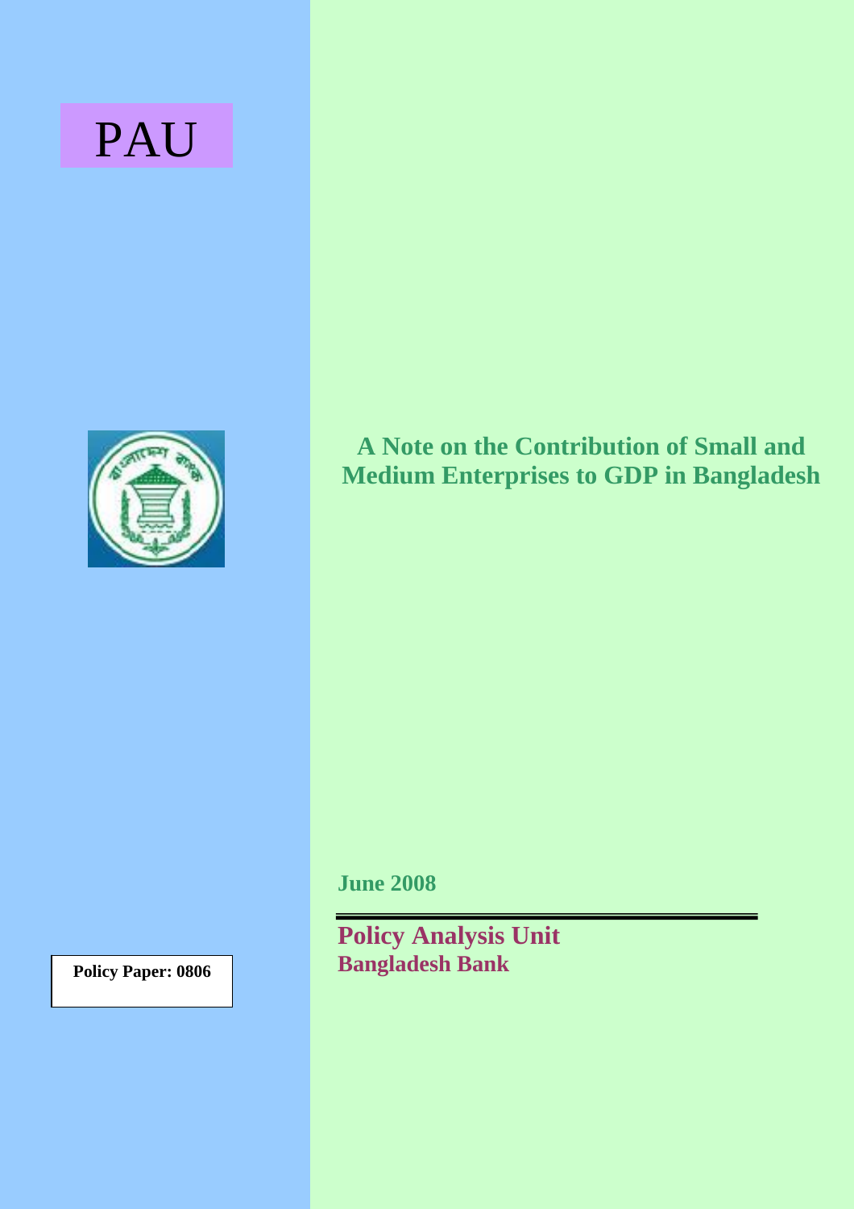PAU

# A Note on the Contribution of Small and Medium Enterprises to GDP in Bangladesh

June 2008

**Policy Analysis Unit**
**Bangladesh Bank**

**Policy Paper: 0806**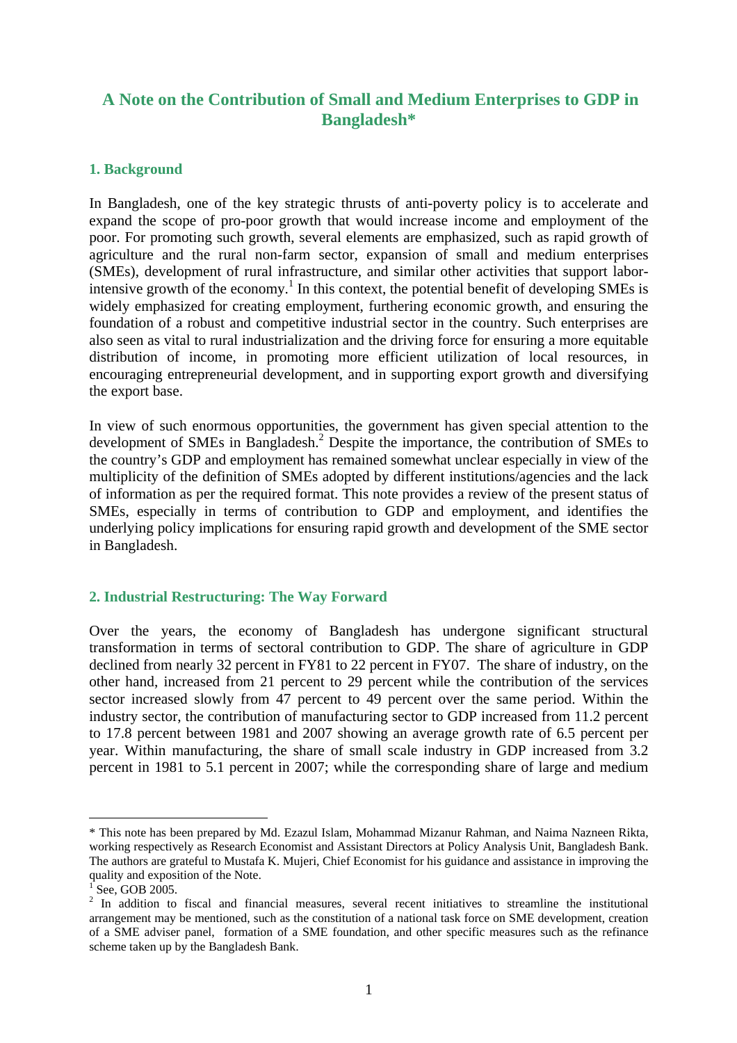# A Note on the Contribution of Small and Medium Enterprises to GDP in Bangladesh*

## 1. Background

In Bangladesh, one of the key strategic thrusts of anti-poverty policy is to accelerate and expand the scope of pro-poor growth that would increase income and employment of the poor. For promoting such growth, several elements are emphasized, such as rapid growth of agriculture and the rural non-farm sector, expansion of small and medium enterprises (SMEs), development of rural infrastructure, and similar other activities that support labor-intensive growth of the economy.[1] In this context, the potential benefit of developing SMEs is widely emphasized for creating employment, furthering economic growth, and ensuring the foundation of a robust and competitive industrial sector in the country. Such enterprises are also seen as vital to rural industrialization and the driving force for ensuring a more equitable distribution of income, in promoting more efficient utilization of local resources, in encouraging entrepreneurial development, and in supporting export growth and diversifying the export base.

In view of such enormous opportunities, the government has given special attention to the development of SMEs in Bangladesh.[2] Despite the importance, the contribution of SMEs to the country's GDP and employment has remained somewhat unclear especially in view of the multiplicity of the definition of SMEs adopted by different institutions/agencies and the lack of information as per the required format. This note provides a review of the present status of SMEs, especially in terms of contribution to GDP and employment, and identifies the underlying policy implications for ensuring rapid growth and development of the SME sector in Bangladesh.

## 2. Industrial Restructuring: The Way Forward

Over the years, the economy of Bangladesh has undergone significant structural transformation in terms of sectoral contribution to GDP. The share of agriculture in GDP declined from nearly 32 percent in FY81 to 22 percent in FY07. The share of industry, on the other hand, increased from 21 percent to 29 percent while the contribution of the services sector increased slowly from 47 percent to 49 percent over the same period. Within the industry sector, the contribution of manufacturing sector to GDP increased from 11.2 percent to 17.8 percent between 1981 and 2007 showing an average growth rate of 6.5 percent per year. Within manufacturing, the share of small scale industry in GDP increased from 3.2 percent in 1981 to 5.1 percent in 2007; while the corresponding share of large and medium

---

* This note has been prepared by Md. Ezazul Islam, Mohammad Mizanur Rahman, and Naima Nazneen Rikta, working respectively as Research Economist and Assistant Directors at Policy Analysis Unit, Bangladesh Bank. The authors are grateful to Mustafa K. Mujeri, Chief Economist for his guidance and assistance in improving the quality and exposition of the Note.

[1] See, GOB 2005.

[2] In addition to fiscal and financial measures, several recent initiatives to streamline the institutional arrangement may be mentioned, such as the constitution of a national task force on SME development, creation of a SME adviser panel, formation of a SME foundation, and other specific measures such as the refinance scheme taken up by the Bangladesh Bank.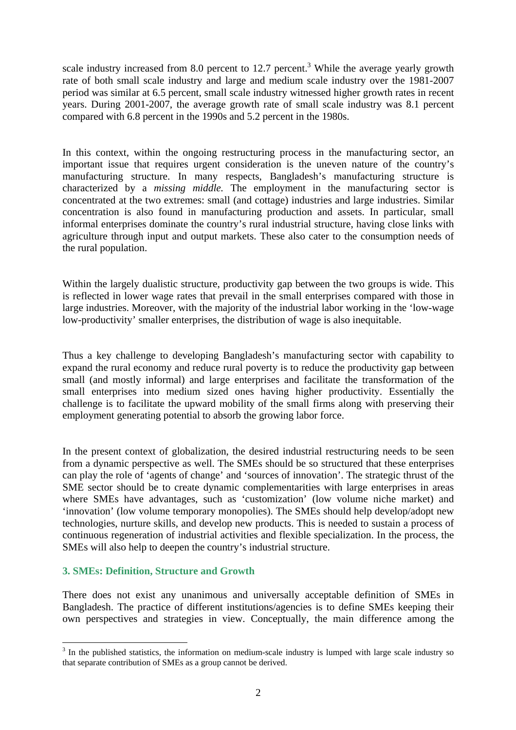scale industry increased from 8.0 percent to 12.7 percent.[3] While the average yearly growth rate of both small scale industry and large and medium scale industry over the 1981-2007 period was similar at 6.5 percent, small scale industry witnessed higher growth rates in recent years. During 2001-2007, the average growth rate of small scale industry was 8.1 percent compared with 6.8 percent in the 1990s and 5.2 percent in the 1980s.

In this context, within the ongoing restructuring process in the manufacturing sector, an important issue that requires urgent consideration is the uneven nature of the country's manufacturing structure. In many respects, Bangladesh's manufacturing structure is characterized by a *missing middle.* The employment in the manufacturing sector is concentrated at the two extremes: small (and cottage) industries and large industries. Similar concentration is also found in manufacturing production and assets. In particular, small informal enterprises dominate the country's rural industrial structure, having close links with agriculture through input and output markets. These also cater to the consumption needs of the rural population.

Within the largely dualistic structure, productivity gap between the two groups is wide. This is reflected in lower wage rates that prevail in the small enterprises compared with those in large industries. Moreover, with the majority of the industrial labor working in the 'low-wage low-productivity' smaller enterprises, the distribution of wage is also inequitable.

Thus a key challenge to developing Bangladesh's manufacturing sector with capability to expand the rural economy and reduce rural poverty is to reduce the productivity gap between small (and mostly informal) and large enterprises and facilitate the transformation of the small enterprises into medium sized ones having higher productivity. Essentially the challenge is to facilitate the upward mobility of the small firms along with preserving their employment generating potential to absorb the growing labor force.

In the present context of globalization, the desired industrial restructuring needs to be seen from a dynamic perspective as well. The SMEs should be so structured that these enterprises can play the role of 'agents of change' and 'sources of innovation'. The strategic thrust of the SME sector should be to create dynamic complementarities with large enterprises in areas where SMEs have advantages, such as 'customization' (low volume niche market) and 'innovation' (low volume temporary monopolies). The SMEs should help develop/adopt new technologies, nurture skills, and develop new products. This is needed to sustain a process of continuous regeneration of industrial activities and flexible specialization. In the process, the SMEs will also help to deepen the country's industrial structure.

## 3. SMEs: Definition, Structure and Growth

There does not exist any unanimous and universally acceptable definition of SMEs in Bangladesh. The practice of different institutions/agencies is to define SMEs keeping their own perspectives and strategies in view. Conceptually, the main difference among the

[3] In the published statistics, the information on medium-scale industry is lumped with large scale industry so that separate contribution of SMEs as a group cannot be derived.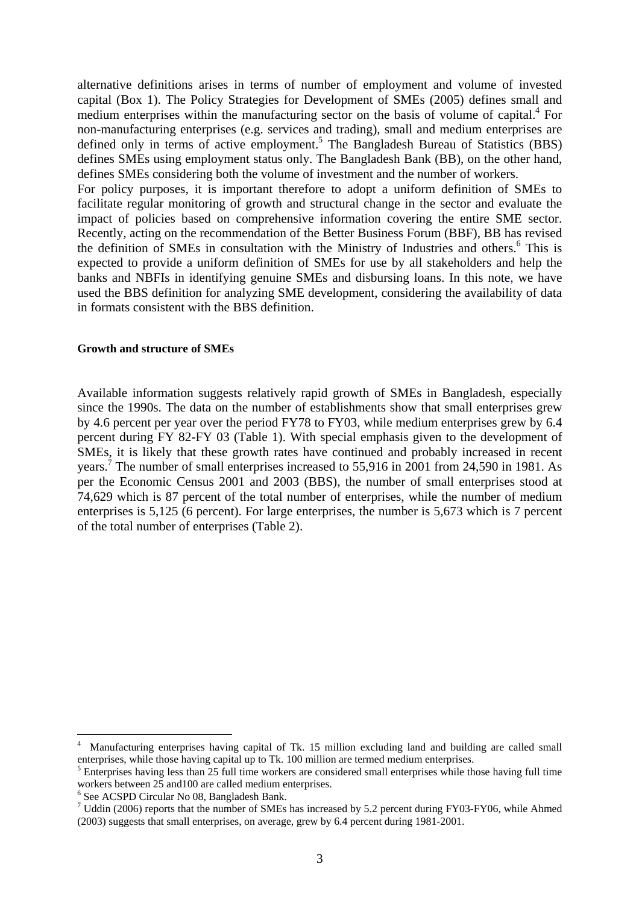alternative definitions arises in terms of number of employment and volume of invested capital (Box 1). The Policy Strategies for Development of SMEs (2005) defines small and medium enterprises within the manufacturing sector on the basis of volume of capital.[4] For non-manufacturing enterprises (e.g. services and trading), small and medium enterprises are defined only in terms of active employment.[5] The Bangladesh Bureau of Statistics (BBS) defines SMEs using employment status only. The Bangladesh Bank (BB), on the other hand, defines SMEs considering both the volume of investment and the number of workers.

For policy purposes, it is important therefore to adopt a uniform definition of SMEs to facilitate regular monitoring of growth and structural change in the sector and evaluate the impact of policies based on comprehensive information covering the entire SME sector. Recently, acting on the recommendation of the Better Business Forum (BBF), BB has revised the definition of SMEs in consultation with the Ministry of Industries and others.[6] This is expected to provide a uniform definition of SMEs for use by all stakeholders and help the banks and NBFIs in identifying genuine SMEs and disbursing loans. In this note, we have used the BBS definition for analyzing SME development, considering the availability of data in formats consistent with the BBS definition.

**Growth and structure of SMEs**

Available information suggests relatively rapid growth of SMEs in Bangladesh, especially since the 1990s. The data on the number of establishments show that small enterprises grew by 4.6 percent per year over the period FY78 to FY03, while medium enterprises grew by 6.4 percent during FY 82-FY 03 (Table 1). With special emphasis given to the development of SMEs, it is likely that these growth rates have continued and probably increased in recent years.[7] The number of small enterprises increased to 55,916 in 2001 from 24,590 in 1981. As per the Economic Census 2001 and 2003 (BBS), the number of small enterprises stood at 74,629 which is 87 percent of the total number of enterprises, while the number of medium enterprises is 5,125 (6 percent). For large enterprises, the number is 5,673 which is 7 percent of the total number of enterprises (Table 2).

---

[4] Manufacturing enterprises having capital of Tk. 15 million excluding land and building are called small enterprises, while those having capital up to Tk. 100 million are termed medium enterprises.

[5] Enterprises having less than 25 full time workers are considered small enterprises while those having full time workers between 25 and100 are called medium enterprises.

[6] See ACSPD Circular No 08, Bangladesh Bank.

[7] Uddin (2006) reports that the number of SMEs has increased by 5.2 percent during FY03-FY06, while Ahmed (2003) suggests that small enterprises, on average, grew by 6.4 percent during 1981-2001.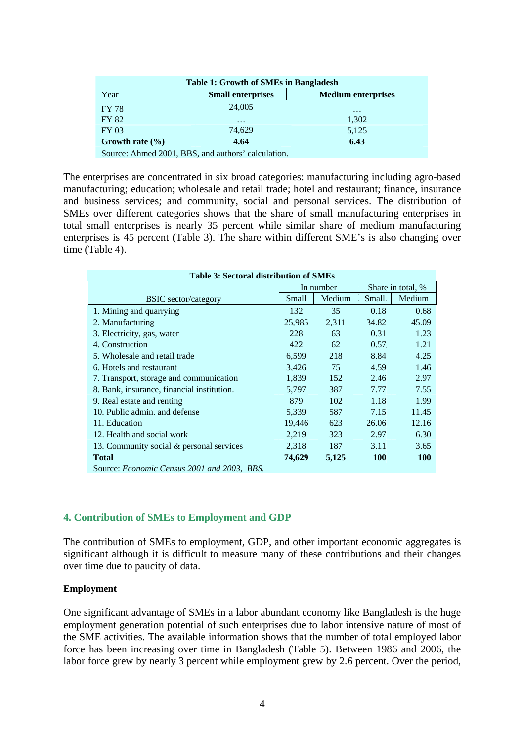| Table 1: Growth of SMEs in Bangladesh | | |
|---|---|---|
| Year | **Small enterprises** | **Medium enterprises** |
| FY 78 | 24,005 | … |
| FY 82 | … | 1,302 |
| FY 03 | 74,629 | 5,125 |
| **Growth rate (%)** | **4.64** | **6.43** |

Source: Ahmed 2001, BBS, and authors' calculation.

The enterprises are concentrated in six broad categories: manufacturing including agro-based manufacturing; education; wholesale and retail trade; hotel and restaurant; finance, insurance and business services; and community, social and personal services. The distribution of SMEs over different categories shows that the share of small manufacturing enterprises in total small enterprises is nearly 35 percent while similar share of medium manufacturing enterprises is 45 percent (Table 3). The share within different SME's is also changing over time (Table 4).

| Table 3: Sectoral distribution of SMEs | | | | |
|---|---|---|---|---|
| | In number | | Share in total, % | |
| BSIC sector/category | Small | Medium | Small | Medium |
| 1. Mining and quarrying | 132 | 35 | 0.18 | 0.68 |
| 2. Manufacturing | 25,985 | 2,311 | 34.82 | 45.09 |
| 3. Electricity, gas, water | 228 | 63 | 0.31 | 1.23 |
| 4. Construction | 422 | 62 | 0.57 | 1.21 |
| 5. Wholesale and retail trade | 6,599 | 218 | 8.84 | 4.25 |
| 6. Hotels and restaurant | 3,426 | 75 | 4.59 | 1.46 |
| 7. Transport, storage and communication | 1,839 | 152 | 2.46 | 2.97 |
| 8. Bank, insurance, financial institution. | 5,797 | 387 | 7.77 | 7.55 |
| 9. Real estate and renting | 879 | 102 | 1.18 | 1.99 |
| 10. Public admin. and defense | 5,339 | 587 | 7.15 | 11.45 |
| 11. Education | 19,446 | 623 | 26.06 | 12.16 |
| 12. Health and social work | 2,219 | 323 | 2.97 | 6.30 |
| 13. Community social & personal services | 2,318 | 187 | 3.11 | 3.65 |
| **Total** | **74,629** | **5,125** | **100** | **100** |

Source: *Economic Census 2001 and 2003, BBS.*

## 4. Contribution of SMEs to Employment and GDP

The contribution of SMEs to employment, GDP, and other important economic aggregates is significant although it is difficult to measure many of these contributions and their changes over time due to paucity of data.

**Employment**

One significant advantage of SMEs in a labor abundant economy like Bangladesh is the huge employment generation potential of such enterprises due to labor intensive nature of most of the SME activities. The available information shows that the number of total employed labor force has been increasing over time in Bangladesh (Table 5). Between 1986 and 2006, the labor force grew by nearly 3 percent while employment grew by 2.6 percent. Over the period,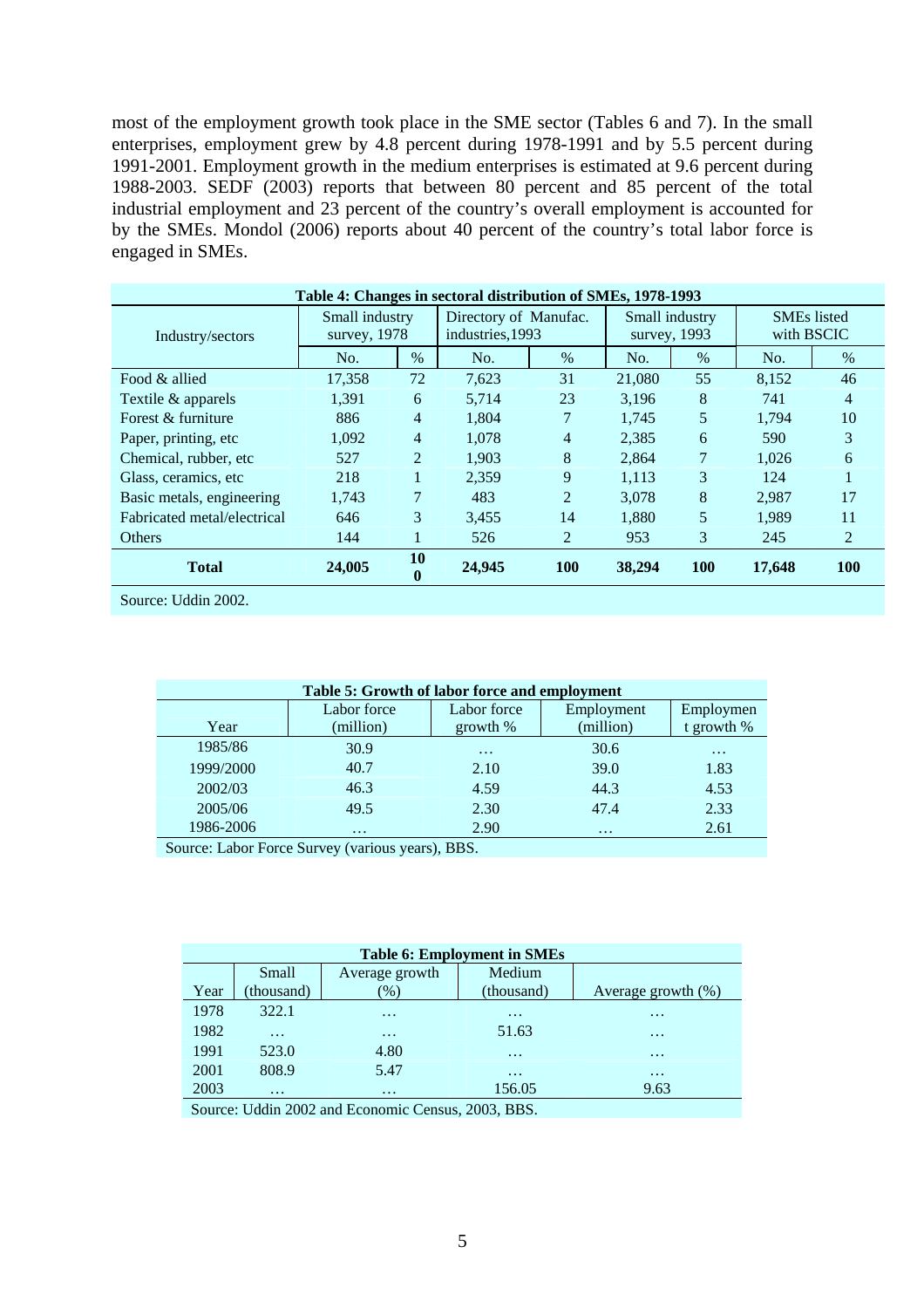most of the employment growth took place in the SME sector (Tables 6 and 7). In the small enterprises, employment grew by 4.8 percent during 1978-1991 and by 5.5 percent during 1991-2001. Employment growth in the medium enterprises is estimated at 9.6 percent during 1988-2003. SEDF (2003) reports that between 80 percent and 85 percent of the total industrial employment and 23 percent of the country's overall employment is accounted for by the SMEs. Mondol (2006) reports about 40 percent of the country's total labor force is engaged in SMEs.

**Table 4: Changes in sectoral distribution of SMEs, 1978-1993**

| Industry/sectors | Small industry survey, 1978 | | Directory of Manufac. industries,1993 | | Small industry survey, 1993 | | SMEs listed with BSCIC | |
|---|---|---|---|---|---|---|---|---|
| | No. | % | No. | % | No. | % | No. | % |
| Food & allied | 17,358 | 72 | 7,623 | 31 | 21,080 | 55 | 8,152 | 46 |
| Textile & apparels | 1,391 | 6 | 5,714 | 23 | 3,196 | 8 | 741 | 4 |
| Forest & furniture | 886 | 4 | 1,804 | 7 | 1,745 | 5 | 1,794 | 10 |
| Paper, printing, etc | 1,092 | 4 | 1,078 | 4 | 2,385 | 6 | 590 | 3 |
| Chemical, rubber, etc | 527 | 2 | 1,903 | 8 | 2,864 | 7 | 1,026 | 6 |
| Glass, ceramics, etc | 218 | 1 | 2,359 | 9 | 1,113 | 3 | 124 | 1 |
| Basic metals, engineering | 1,743 | 7 | 483 | 2 | 3,078 | 8 | 2,987 | 17 |
| Fabricated metal/electrical | 646 | 3 | 3,455 | 14 | 1,880 | 5 | 1,989 | 11 |
| Others | 144 | 1 | 526 | 2 | 953 | 3 | 245 | 2 |
| **Total** | **24,005** | **100** | **24,945** | **100** | **38,294** | **100** | **17,648** | **100** |

Source: Uddin 2002.

**Table 5: Growth of labor force and employment**

| Year | Labor force (million) | Labor force growth % | Employment (million) | Employment growth % |
|---|---|---|---|---|
| 1985/86 | 30.9 | … | 30.6 | … |
| 1999/2000 | 40.7 | 2.10 | 39.0 | 1.83 |
| 2002/03 | 46.3 | 4.59 | 44.3 | 4.53 |
| 2005/06 | 49.5 | 2.30 | 47.4 | 2.33 |
| 1986-2006 | … | 2.90 | … | 2.61 |

Source: Labor Force Survey (various years), BBS.

**Table 6: Employment in SMEs**

| Year | Small (thousand) | Average growth (%) | Medium (thousand) | Average growth (%) |
|---|---|---|---|---|
| 1978 | 322.1 | … | … | … |
| 1982 | … | … | 51.63 | … |
| 1991 | 523.0 | 4.80 | … | … |
| 2001 | 808.9 | 5.47 | … | … |
| 2003 | … | … | 156.05 | 9.63 |

Source: Uddin 2002 and Economic Census, 2003, BBS.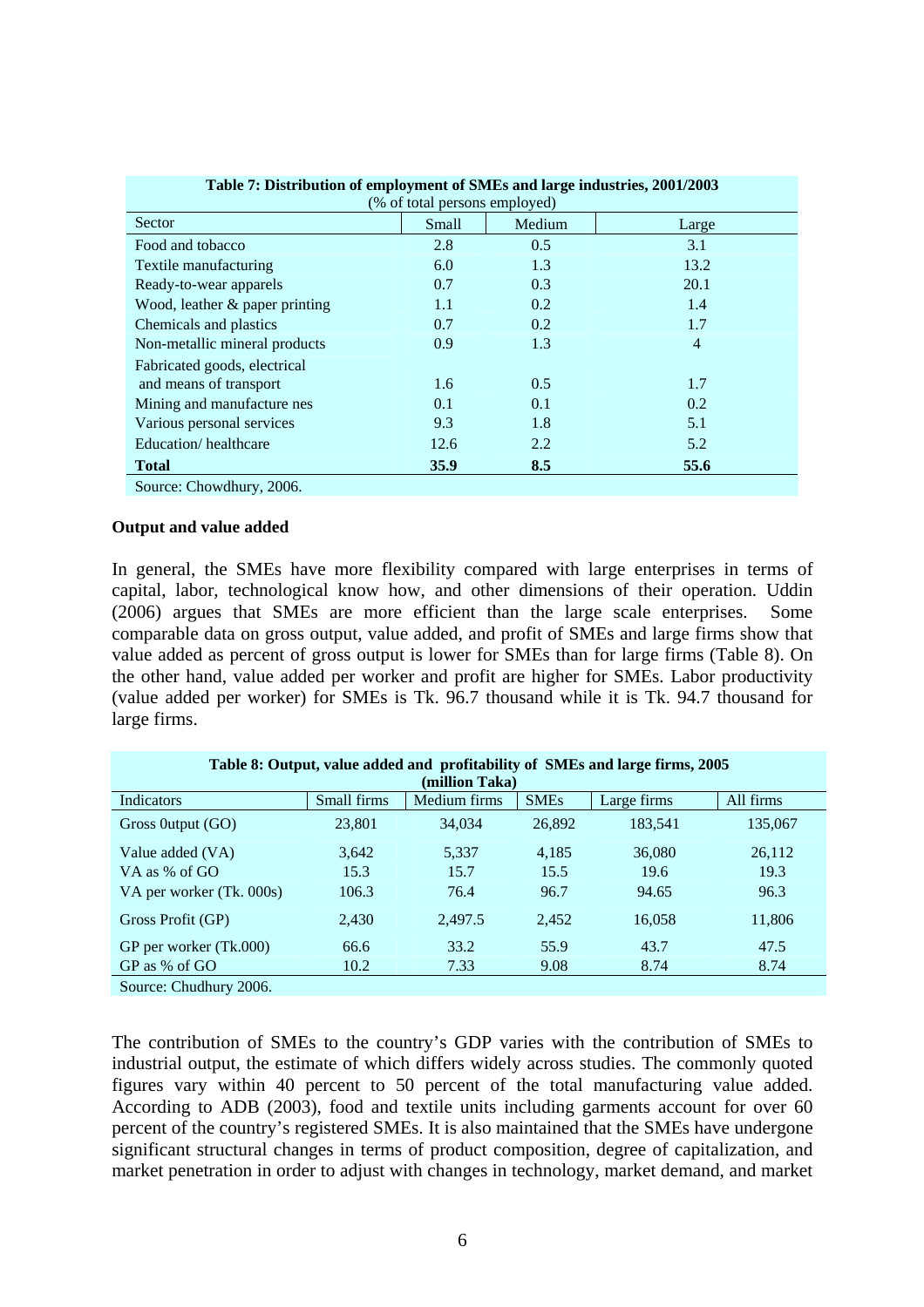**Table 7: Distribution of employment of SMEs and large industries, 2001/2003**
(% of total persons employed)

| Sector | Small | Medium | Large |
|---|---|---|---|
| Food and tobacco | 2.8 | 0.5 | 3.1 |
| Textile manufacturing | 6.0 | 1.3 | 13.2 |
| Ready-to-wear apparels | 0.7 | 0.3 | 20.1 |
| Wood, leather & paper printing | 1.1 | 0.2 | 1.4 |
| Chemicals and plastics | 0.7 | 0.2 | 1.7 |
| Non-metallic mineral products | 0.9 | 1.3 | 4 |
| Fabricated goods, electrical and means of transport | 1.6 | 0.5 | 1.7 |
| Mining and manufacture nes | 0.1 | 0.1 | 0.2 |
| Various personal services | 9.3 | 1.8 | 5.1 |
| Education/ healthcare | 12.6 | 2.2 | 5.2 |
| **Total** | **35.9** | **8.5** | **55.6** |

Source: Chowdhury, 2006.

**Output and value added**

In general, the SMEs have more flexibility compared with large enterprises in terms of capital, labor, technological know how, and other dimensions of their operation. Uddin (2006) argues that SMEs are more efficient than the large scale enterprises. Some comparable data on gross output, value added, and profit of SMEs and large firms show that value added as percent of gross output is lower for SMEs than for large firms (Table 8). On the other hand, value added per worker and profit are higher for SMEs. Labor productivity (value added per worker) for SMEs is Tk. 96.7 thousand while it is Tk. 94.7 thousand for large firms.

**Table 8: Output, value added and profitability of SMEs and large firms, 2005**
**(million Taka)**

| Indicators | Small firms | Medium firms | SMEs | Large firms | All firms |
|---|---|---|---|---|---|
| Gross 0utput (GO) | 23,801 | 34,034 | 26,892 | 183,541 | 135,067 |
| Value added (VA) | 3,642 | 5,337 | 4,185 | 36,080 | 26,112 |
| VA as % of GO | 15.3 | 15.7 | 15.5 | 19.6 | 19.3 |
| VA per worker (Tk. 000s) | 106.3 | 76.4 | 96.7 | 94.65 | 96.3 |
| Gross Profit (GP) | 2,430 | 2,497.5 | 2,452 | 16,058 | 11,806 |
| GP per worker (Tk.000) | 66.6 | 33.2 | 55.9 | 43.7 | 47.5 |
| GP as % of GO | 10.2 | 7.33 | 9.08 | 8.74 | 8.74 |

Source: Chudhury 2006.

The contribution of SMEs to the country's GDP varies with the contribution of SMEs to industrial output, the estimate of which differs widely across studies. The commonly quoted figures vary within 40 percent to 50 percent of the total manufacturing value added. According to ADB (2003), food and textile units including garments account for over 60 percent of the country's registered SMEs. It is also maintained that the SMEs have undergone significant structural changes in terms of product composition, degree of capitalization, and market penetration in order to adjust with changes in technology, market demand, and market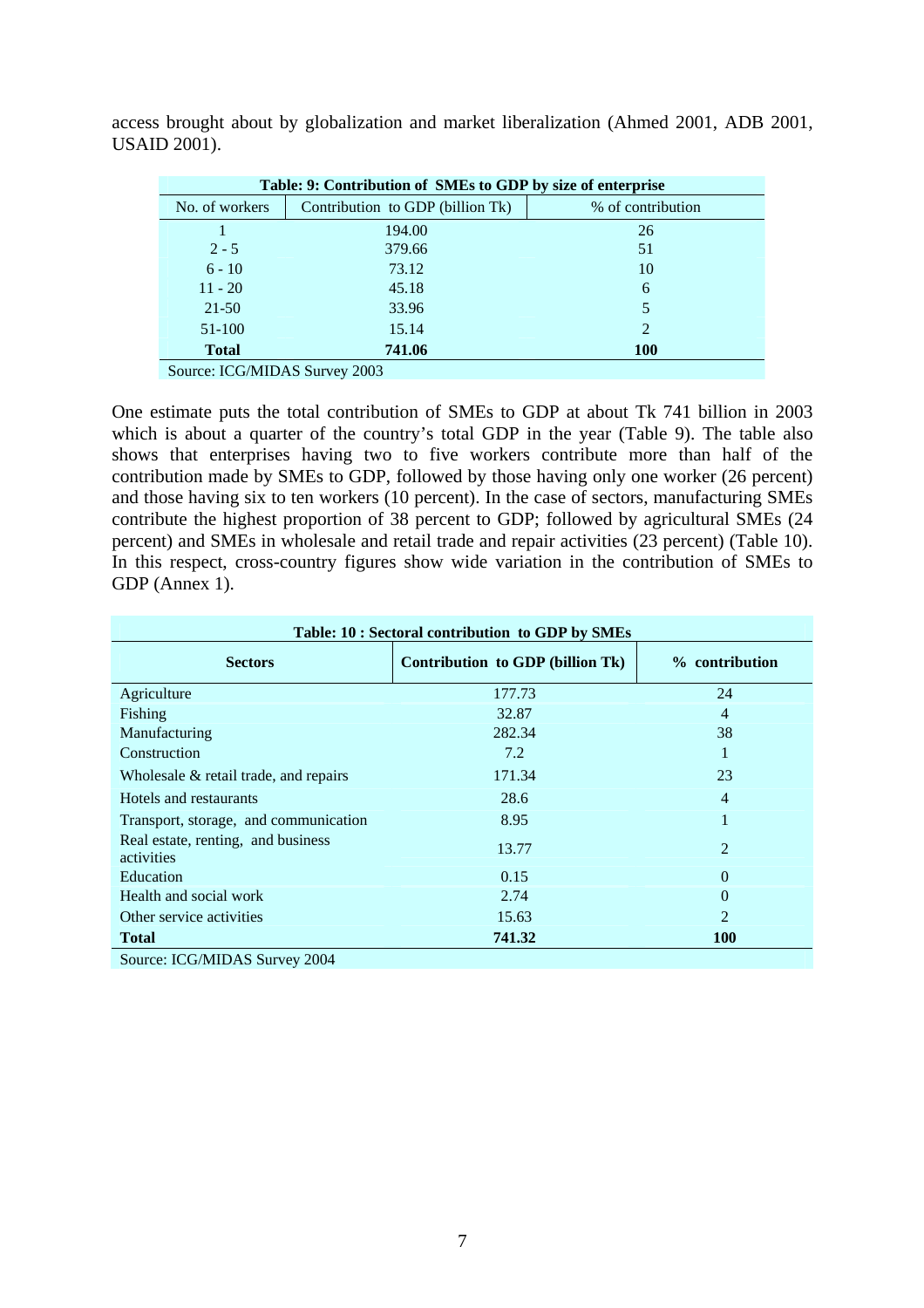access brought about by globalization and market liberalization (Ahmed 2001, ADB 2001, USAID 2001).

**Table: 9: Contribution of SMEs to GDP by size of enterprise**

| No. of workers | Contribution to GDP (billion Tk) | % of contribution |
|---|---|---|
| 1 | 194.00 | 26 |
| 2 - 5 | 379.66 | 51 |
| 6 - 10 | 73.12 | 10 |
| 11 - 20 | 45.18 | 6 |
| 21-50 | 33.96 | 5 |
| 51-100 | 15.14 | 2 |
| **Total** | **741.06** | **100** |

Source: ICG/MIDAS Survey 2003

One estimate puts the total contribution of SMEs to GDP at about Tk 741 billion in 2003 which is about a quarter of the country's total GDP in the year (Table 9). The table also shows that enterprises having two to five workers contribute more than half of the contribution made by SMEs to GDP, followed by those having only one worker (26 percent) and those having six to ten workers (10 percent). In the case of sectors, manufacturing SMEs contribute the highest proportion of 38 percent to GDP; followed by agricultural SMEs (24 percent) and SMEs in wholesale and retail trade and repair activities (23 percent) (Table 10). In this respect, cross-country figures show wide variation in the contribution of SMEs to GDP (Annex 1).

**Table: 10 : Sectoral contribution to GDP by SMEs**

| Sectors | Contribution to GDP (billion Tk) | % contribution |
|---|---|---|
| Agriculture | 177.73 | 24 |
| Fishing | 32.87 | 4 |
| Manufacturing | 282.34 | 38 |
| Construction | 7.2 | 1 |
| Wholesale & retail trade, and repairs | 171.34 | 23 |
| Hotels and restaurants | 28.6 | 4 |
| Transport, storage, and communication | 8.95 | 1 |
| Real estate, renting, and business activities | 13.77 | 2 |
| Education | 0.15 | 0 |
| Health and social work | 2.74 | 0 |
| Other service activities | 15.63 | 2 |
| **Total** | **741.32** | **100** |

Source: ICG/MIDAS Survey 2004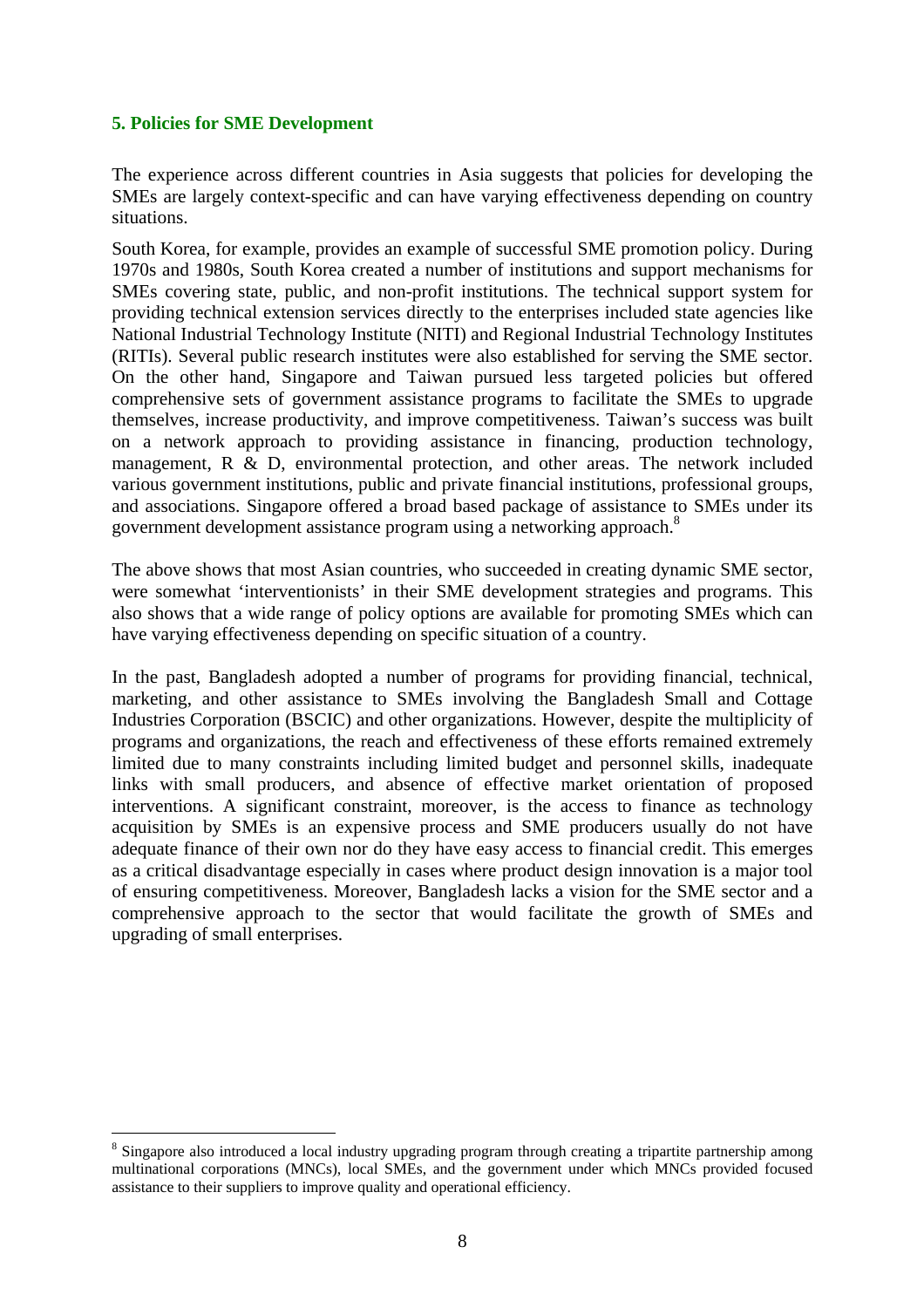## 5. Policies for SME Development

The experience across different countries in Asia suggests that policies for developing the SMEs are largely context-specific and can have varying effectiveness depending on country situations.

South Korea, for example, provides an example of successful SME promotion policy. During 1970s and 1980s, South Korea created a number of institutions and support mechanisms for SMEs covering state, public, and non-profit institutions. The technical support system for providing technical extension services directly to the enterprises included state agencies like National Industrial Technology Institute (NITI) and Regional Industrial Technology Institutes (RITIs). Several public research institutes were also established for serving the SME sector. On the other hand, Singapore and Taiwan pursued less targeted policies but offered comprehensive sets of government assistance programs to facilitate the SMEs to upgrade themselves, increase productivity, and improve competitiveness. Taiwan's success was built on a network approach to providing assistance in financing, production technology, management, R & D, environmental protection, and other areas. The network included various government institutions, public and private financial institutions, professional groups, and associations. Singapore offered a broad based package of assistance to SMEs under its government development assistance program using a networking approach.[8]

The above shows that most Asian countries, who succeeded in creating dynamic SME sector, were somewhat 'interventionists' in their SME development strategies and programs. This also shows that a wide range of policy options are available for promoting SMEs which can have varying effectiveness depending on specific situation of a country.

In the past, Bangladesh adopted a number of programs for providing financial, technical, marketing, and other assistance to SMEs involving the Bangladesh Small and Cottage Industries Corporation (BSCIC) and other organizations. However, despite the multiplicity of programs and organizations, the reach and effectiveness of these efforts remained extremely limited due to many constraints including limited budget and personnel skills, inadequate links with small producers, and absence of effective market orientation of proposed interventions. A significant constraint, moreover, is the access to finance as technology acquisition by SMEs is an expensive process and SME producers usually do not have adequate finance of their own nor do they have easy access to financial credit. This emerges as a critical disadvantage especially in cases where product design innovation is a major tool of ensuring competitiveness. Moreover, Bangladesh lacks a vision for the SME sector and a comprehensive approach to the sector that would facilitate the growth of SMEs and upgrading of small enterprises.

---

[8] Singapore also introduced a local industry upgrading program through creating a tripartite partnership among multinational corporations (MNCs), local SMEs, and the government under which MNCs provided focused assistance to their suppliers to improve quality and operational efficiency.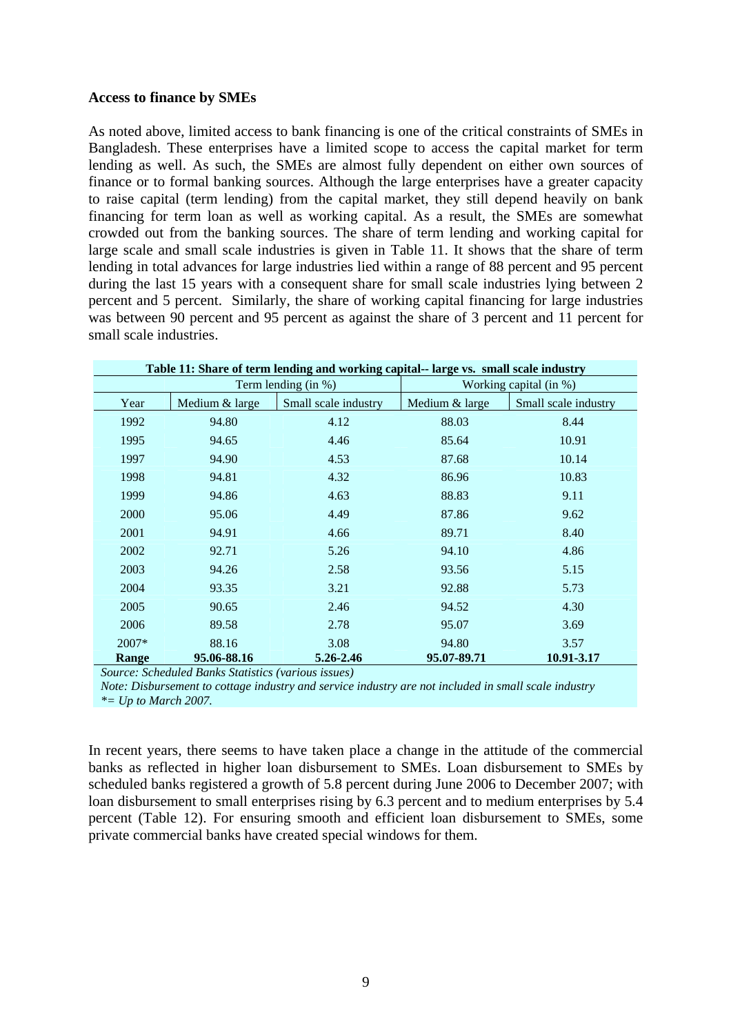**Access to finance by SMEs**

As noted above, limited access to bank financing is one of the critical constraints of SMEs in Bangladesh. These enterprises have a limited scope to access the capital market for term lending as well. As such, the SMEs are almost fully dependent on either own sources of finance or to formal banking sources. Although the large enterprises have a greater capacity to raise capital (term lending) from the capital market, they still depend heavily on bank financing for term loan as well as working capital. As a result, the SMEs are somewhat crowded out from the banking sources. The share of term lending and working capital for large scale and small scale industries is given in Table 11. It shows that the share of term lending in total advances for large industries lied within a range of 88 percent and 95 percent during the last 15 years with a consequent share for small scale industries lying between 2 percent and 5 percent. Similarly, the share of working capital financing for large industries was between 90 percent and 95 percent as against the share of 3 percent and 11 percent for small scale industries.

**Table 11: Share of term lending and working capital-- large vs. small scale industry**

| | Term lending (in %) | | Working capital (in %) | |
|---|---|---|---|---|
| Year | Medium & large | Small scale industry | Medium & large | Small scale industry |
| 1992 | 94.80 | 4.12 | 88.03 | 8.44 |
| 1995 | 94.65 | 4.46 | 85.64 | 10.91 |
| 1997 | 94.90 | 4.53 | 87.68 | 10.14 |
| 1998 | 94.81 | 4.32 | 86.96 | 10.83 |
| 1999 | 94.86 | 4.63 | 88.83 | 9.11 |
| 2000 | 95.06 | 4.49 | 87.86 | 9.62 |
| 2001 | 94.91 | 4.66 | 89.71 | 8.40 |
| 2002 | 92.71 | 5.26 | 94.10 | 4.86 |
| 2003 | 94.26 | 2.58 | 93.56 | 5.15 |
| 2004 | 93.35 | 3.21 | 92.88 | 5.73 |
| 2005 | 90.65 | 2.46 | 94.52 | 4.30 |
| 2006 | 89.58 | 2.78 | 95.07 | 3.69 |
| 2007* | 88.16 | 3.08 | 94.80 | 3.57 |
| **Range** | **95.06-88.16** | **5.26-2.46** | **95.07-89.71** | **10.91-3.17** |

*Source: Scheduled Banks Statistics (various issues)*

*Note: Disbursement to cottage industry and service industry are not included in small scale industry*

*\*= Up to March 2007.*

In recent years, there seems to have taken place a change in the attitude of the commercial banks as reflected in higher loan disbursement to SMEs. Loan disbursement to SMEs by scheduled banks registered a growth of 5.8 percent during June 2006 to December 2007; with loan disbursement to small enterprises rising by 6.3 percent and to medium enterprises by 5.4 percent (Table 12). For ensuring smooth and efficient loan disbursement to SMEs, some private commercial banks have created special windows for them.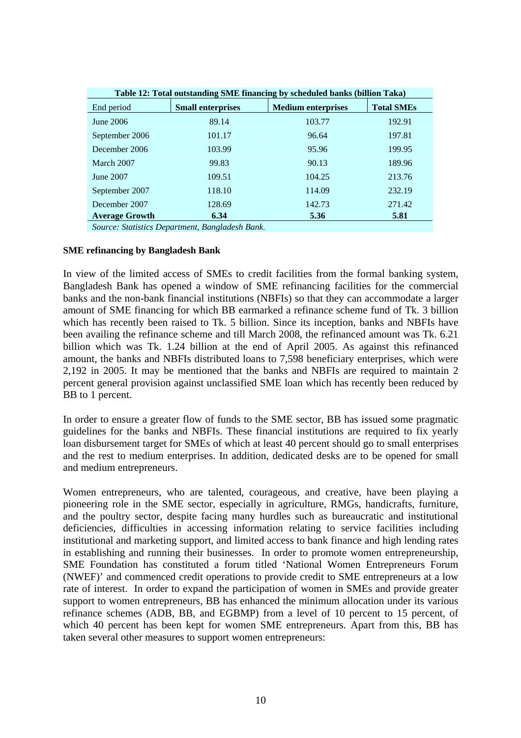**Table 12: Total outstanding SME financing by scheduled banks (billion Taka)**

| End period | Small enterprises | Medium enterprises | Total SMEs |
|---|---|---|---|
| June 2006 | 89.14 | 103.77 | 192.91 |
| September 2006 | 101.17 | 96.64 | 197.81 |
| December 2006 | 103.99 | 95.96 | 199.95 |
| March 2007 | 99.83 | 90.13 | 189.96 |
| June 2007 | 109.51 | 104.25 | 213.76 |
| September 2007 | 118.10 | 114.09 | 232.19 |
| December 2007 | 128.69 | 142.73 | 271.42 |
| **Average Growth** | **6.34** | **5.36** | **5.81** |

*Source: Statistics Department, Bangladesh Bank.*

**SME refinancing by Bangladesh Bank**

In view of the limited access of SMEs to credit facilities from the formal banking system, Bangladesh Bank has opened a window of SME refinancing facilities for the commercial banks and the non-bank financial institutions (NBFIs) so that they can accommodate a larger amount of SME financing for which BB earmarked a refinance scheme fund of Tk. 3 billion which has recently been raised to Tk. 5 billion. Since its inception, banks and NBFIs have been availing the refinance scheme and till March 2008, the refinanced amount was Tk. 6.21 billion which was Tk. 1.24 billion at the end of April 2005. As against this refinanced amount, the banks and NBFIs distributed loans to 7,598 beneficiary enterprises, which were 2,192 in 2005. It may be mentioned that the banks and NBFIs are required to maintain 2 percent general provision against unclassified SME loan which has recently been reduced by BB to 1 percent.

In order to ensure a greater flow of funds to the SME sector, BB has issued some pragmatic guidelines for the banks and NBFIs. These financial institutions are required to fix yearly loan disbursement target for SMEs of which at least 40 percent should go to small enterprises and the rest to medium enterprises. In addition, dedicated desks are to be opened for small and medium entrepreneurs.

Women entrepreneurs, who are talented, courageous, and creative, have been playing a pioneering role in the SME sector, especially in agriculture, RMGs, handicrafts, furniture, and the poultry sector, despite facing many hurdles such as bureaucratic and institutional deficiencies, difficulties in accessing information relating to service facilities including institutional and marketing support, and limited access to bank finance and high lending rates in establishing and running their businesses. In order to promote women entrepreneurship, SME Foundation has constituted a forum titled 'National Women Entrepreneurs Forum (NWEF)' and commenced credit operations to provide credit to SME entrepreneurs at a low rate of interest. In order to expand the participation of women in SMEs and provide greater support to women entrepreneurs, BB has enhanced the minimum allocation under its various refinance schemes (ADB, BB, and EGBMP) from a level of 10 percent to 15 percent, of which 40 percent has been kept for women SME entrepreneurs. Apart from this, BB has taken several other measures to support women entrepreneurs: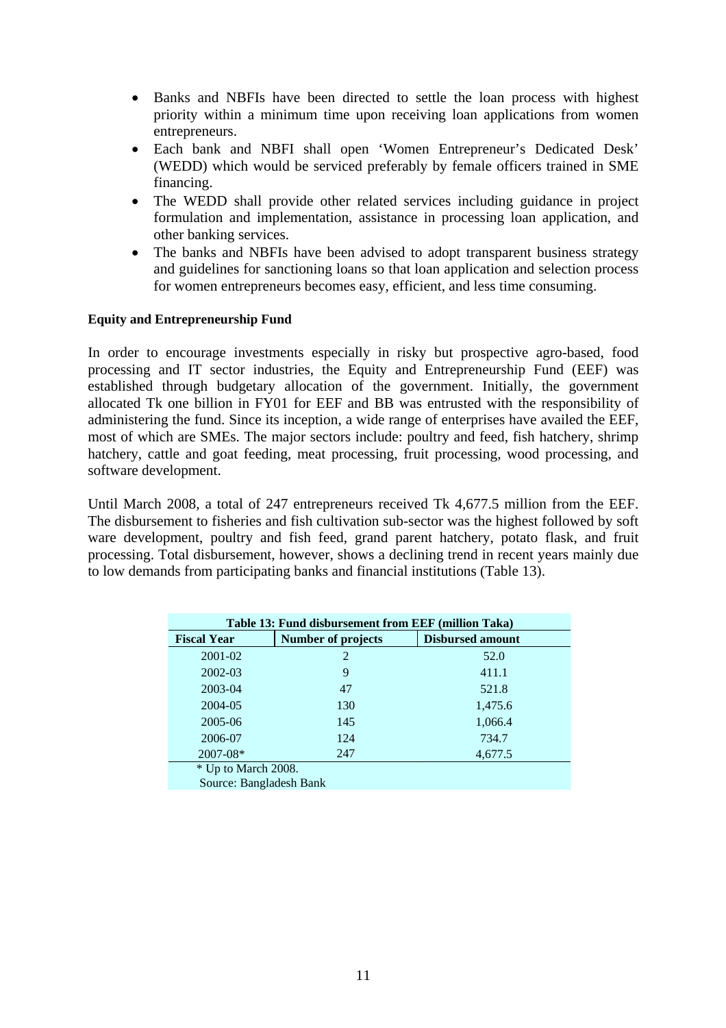- Banks and NBFIs have been directed to settle the loan process with highest priority within a minimum time upon receiving loan applications from women entrepreneurs.
- Each bank and NBFI shall open 'Women Entrepreneur's Dedicated Desk' (WEDD) which would be serviced preferably by female officers trained in SME financing.
- The WEDD shall provide other related services including guidance in project formulation and implementation, assistance in processing loan application, and other banking services.
- The banks and NBFIs have been advised to adopt transparent business strategy and guidelines for sanctioning loans so that loan application and selection process for women entrepreneurs becomes easy, efficient, and less time consuming.

**Equity and Entrepreneurship Fund**

In order to encourage investments especially in risky but prospective agro-based, food processing and IT sector industries, the Equity and Entrepreneurship Fund (EEF) was established through budgetary allocation of the government. Initially, the government allocated Tk one billion in FY01 for EEF and BB was entrusted with the responsibility of administering the fund. Since its inception, a wide range of enterprises have availed the EEF, most of which are SMEs. The major sectors include: poultry and feed, fish hatchery, shrimp hatchery, cattle and goat feeding, meat processing, fruit processing, wood processing, and software development.

Until March 2008, a total of 247 entrepreneurs received Tk 4,677.5 million from the EEF. The disbursement to fisheries and fish cultivation sub-sector was the highest followed by soft ware development, poultry and fish feed, grand parent hatchery, potato flask, and fruit processing. Total disbursement, however, shows a declining trend in recent years mainly due to low demands from participating banks and financial institutions (Table 13).

**Table 13: Fund disbursement from EEF (million Taka)**

| Fiscal Year | Number of projects | Disbursed amount |
|---|---|---|
| 2001-02 | 2 | 52.0 |
| 2002-03 | 9 | 411.1 |
| 2003-04 | 47 | 521.8 |
| 2004-05 | 130 | 1,475.6 |
| 2005-06 | 145 | 1,066.4 |
| 2006-07 | 124 | 734.7 |
| 2007-08* | 247 | 4,677.5 |

\* Up to March 2008.

Source: Bangladesh Bank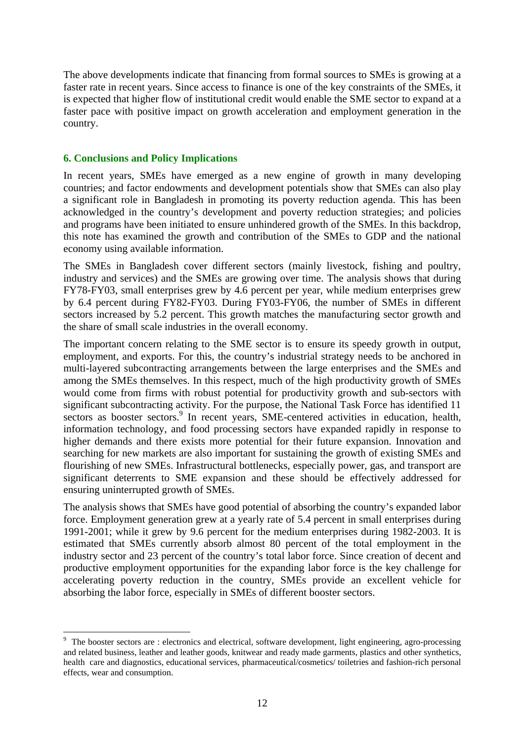The above developments indicate that financing from formal sources to SMEs is growing at a faster rate in recent years. Since access to finance is one of the key constraints of the SMEs, it is expected that higher flow of institutional credit would enable the SME sector to expand at a faster pace with positive impact on growth acceleration and employment generation in the country.

## 6. Conclusions and Policy Implications

In recent years, SMEs have emerged as a new engine of growth in many developing countries; and factor endowments and development potentials show that SMEs can also play a significant role in Bangladesh in promoting its poverty reduction agenda. This has been acknowledged in the country's development and poverty reduction strategies; and policies and programs have been initiated to ensure unhindered growth of the SMEs. In this backdrop, this note has examined the growth and contribution of the SMEs to GDP and the national economy using available information.

The SMEs in Bangladesh cover different sectors (mainly livestock, fishing and poultry, industry and services) and the SMEs are growing over time. The analysis shows that during FY78-FY03, small enterprises grew by 4.6 percent per year, while medium enterprises grew by 6.4 percent during FY82-FY03. During FY03-FY06, the number of SMEs in different sectors increased by 5.2 percent. This growth matches the manufacturing sector growth and the share of small scale industries in the overall economy.

The important concern relating to the SME sector is to ensure its speedy growth in output, employment, and exports. For this, the country's industrial strategy needs to be anchored in multi-layered subcontracting arrangements between the large enterprises and the SMEs and among the SMEs themselves. In this respect, much of the high productivity growth of SMEs would come from firms with robust potential for productivity growth and sub-sectors with significant subcontracting activity. For the purpose, the National Task Force has identified 11 sectors as booster sectors.[9] In recent years, SME-centered activities in education, health, information technology, and food processing sectors have expanded rapidly in response to higher demands and there exists more potential for their future expansion. Innovation and searching for new markets are also important for sustaining the growth of existing SMEs and flourishing of new SMEs. Infrastructural bottlenecks, especially power, gas, and transport are significant deterrents to SME expansion and these should be effectively addressed for ensuring uninterrupted growth of SMEs.

The analysis shows that SMEs have good potential of absorbing the country's expanded labor force. Employment generation grew at a yearly rate of 5.4 percent in small enterprises during 1991-2001; while it grew by 9.6 percent for the medium enterprises during 1982-2003. It is estimated that SMEs currently absorb almost 80 percent of the total employment in the industry sector and 23 percent of the country's total labor force. Since creation of decent and productive employment opportunities for the expanding labor force is the key challenge for accelerating poverty reduction in the country, SMEs provide an excellent vehicle for absorbing the labor force, especially in SMEs of different booster sectors.

[9] The booster sectors are : electronics and electrical, software development, light engineering, agro-processing and related business, leather and leather goods, knitwear and ready made garments, plastics and other synthetics, health care and diagnostics, educational services, pharmaceutical/cosmetics/ toiletries and fashion-rich personal effects, wear and consumption.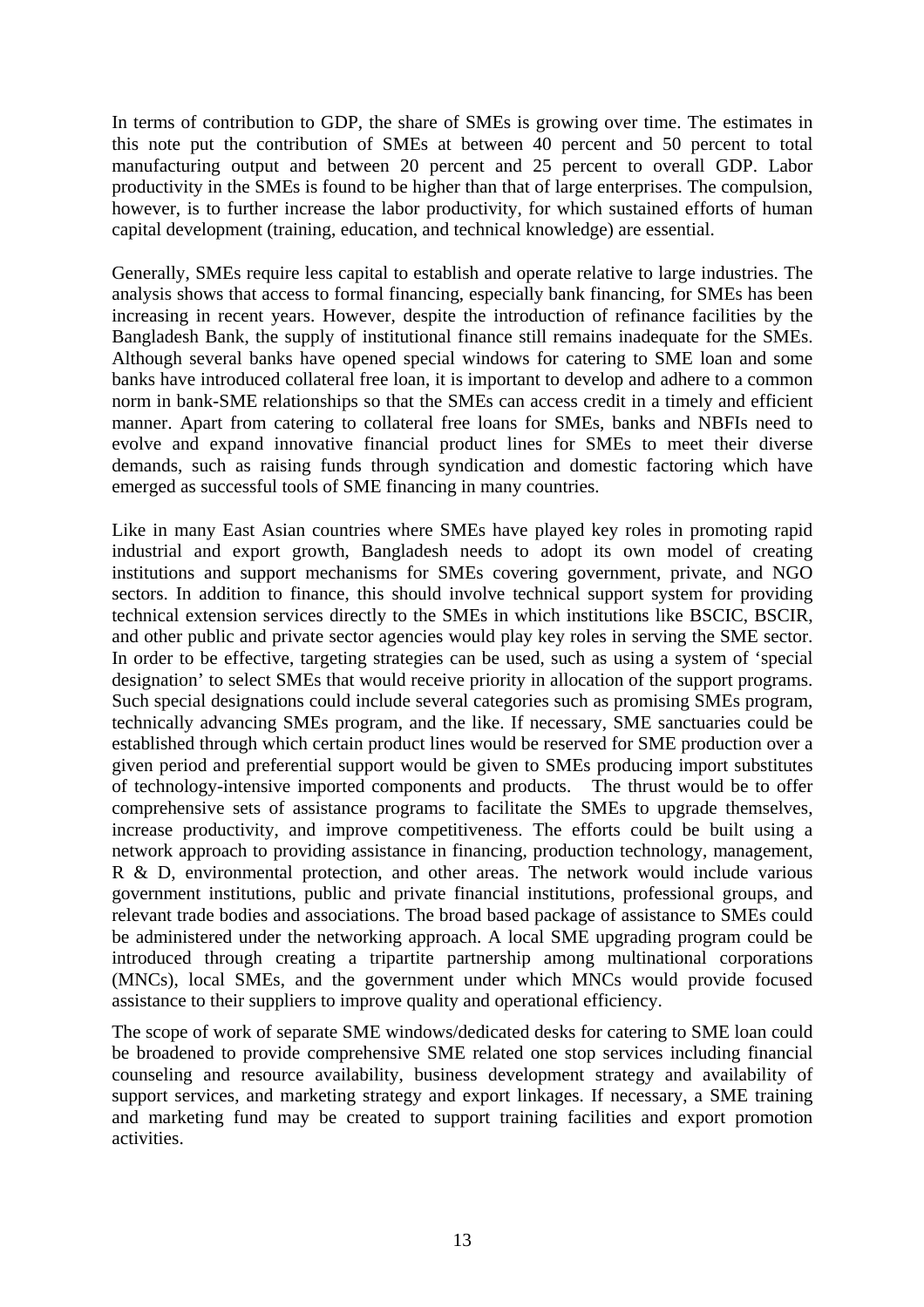In terms of contribution to GDP, the share of SMEs is growing over time. The estimates in this note put the contribution of SMEs at between 40 percent and 50 percent to total manufacturing output and between 20 percent and 25 percent to overall GDP. Labor productivity in the SMEs is found to be higher than that of large enterprises. The compulsion, however, is to further increase the labor productivity, for which sustained efforts of human capital development (training, education, and technical knowledge) are essential.

Generally, SMEs require less capital to establish and operate relative to large industries. The analysis shows that access to formal financing, especially bank financing, for SMEs has been increasing in recent years. However, despite the introduction of refinance facilities by the Bangladesh Bank, the supply of institutional finance still remains inadequate for the SMEs. Although several banks have opened special windows for catering to SME loan and some banks have introduced collateral free loan, it is important to develop and adhere to a common norm in bank-SME relationships so that the SMEs can access credit in a timely and efficient manner. Apart from catering to collateral free loans for SMEs, banks and NBFIs need to evolve and expand innovative financial product lines for SMEs to meet their diverse demands, such as raising funds through syndication and domestic factoring which have emerged as successful tools of SME financing in many countries.

Like in many East Asian countries where SMEs have played key roles in promoting rapid industrial and export growth, Bangladesh needs to adopt its own model of creating institutions and support mechanisms for SMEs covering government, private, and NGO sectors. In addition to finance, this should involve technical support system for providing technical extension services directly to the SMEs in which institutions like BSCIC, BSCIR, and other public and private sector agencies would play key roles in serving the SME sector. In order to be effective, targeting strategies can be used, such as using a system of 'special designation' to select SMEs that would receive priority in allocation of the support programs. Such special designations could include several categories such as promising SMEs program, technically advancing SMEs program, and the like. If necessary, SME sanctuaries could be established through which certain product lines would be reserved for SME production over a given period and preferential support would be given to SMEs producing import substitutes of technology-intensive imported components and products. The thrust would be to offer comprehensive sets of assistance programs to facilitate the SMEs to upgrade themselves, increase productivity, and improve competitiveness. The efforts could be built using a network approach to providing assistance in financing, production technology, management, R & D, environmental protection, and other areas. The network would include various government institutions, public and private financial institutions, professional groups, and relevant trade bodies and associations. The broad based package of assistance to SMEs could be administered under the networking approach. A local SME upgrading program could be introduced through creating a tripartite partnership among multinational corporations (MNCs), local SMEs, and the government under which MNCs would provide focused assistance to their suppliers to improve quality and operational efficiency.

The scope of work of separate SME windows/dedicated desks for catering to SME loan could be broadened to provide comprehensive SME related one stop services including financial counseling and resource availability, business development strategy and availability of support services, and marketing strategy and export linkages. If necessary, a SME training and marketing fund may be created to support training facilities and export promotion activities.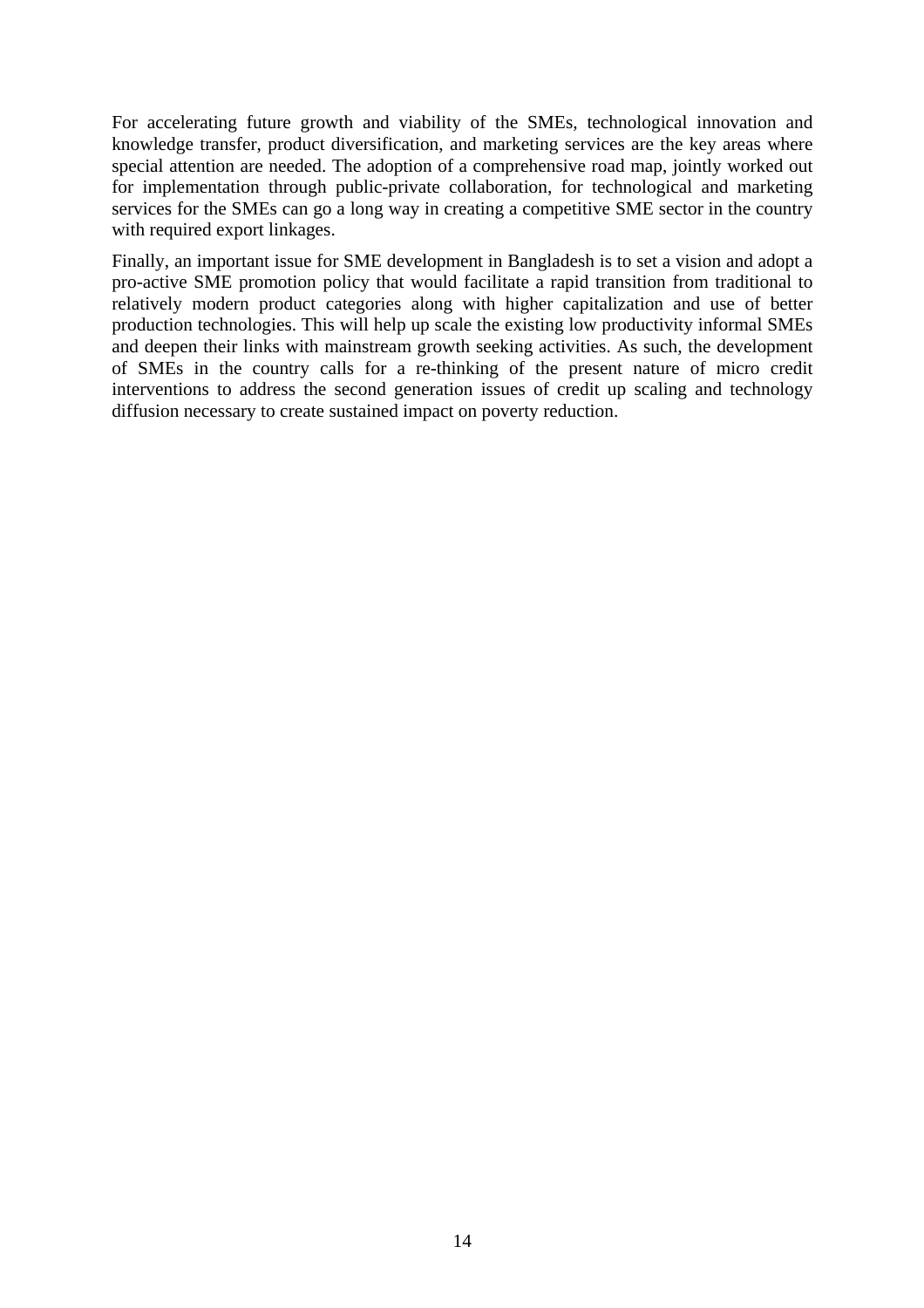For accelerating future growth and viability of the SMEs, technological innovation and knowledge transfer, product diversification, and marketing services are the key areas where special attention are needed. The adoption of a comprehensive road map, jointly worked out for implementation through public-private collaboration, for technological and marketing services for the SMEs can go a long way in creating a competitive SME sector in the country with required export linkages.

Finally, an important issue for SME development in Bangladesh is to set a vision and adopt a pro-active SME promotion policy that would facilitate a rapid transition from traditional to relatively modern product categories along with higher capitalization and use of better production technologies. This will help up scale the existing low productivity informal SMEs and deepen their links with mainstream growth seeking activities. As such, the development of SMEs in the country calls for a re-thinking of the present nature of micro credit interventions to address the second generation issues of credit up scaling and technology diffusion necessary to create sustained impact on poverty reduction.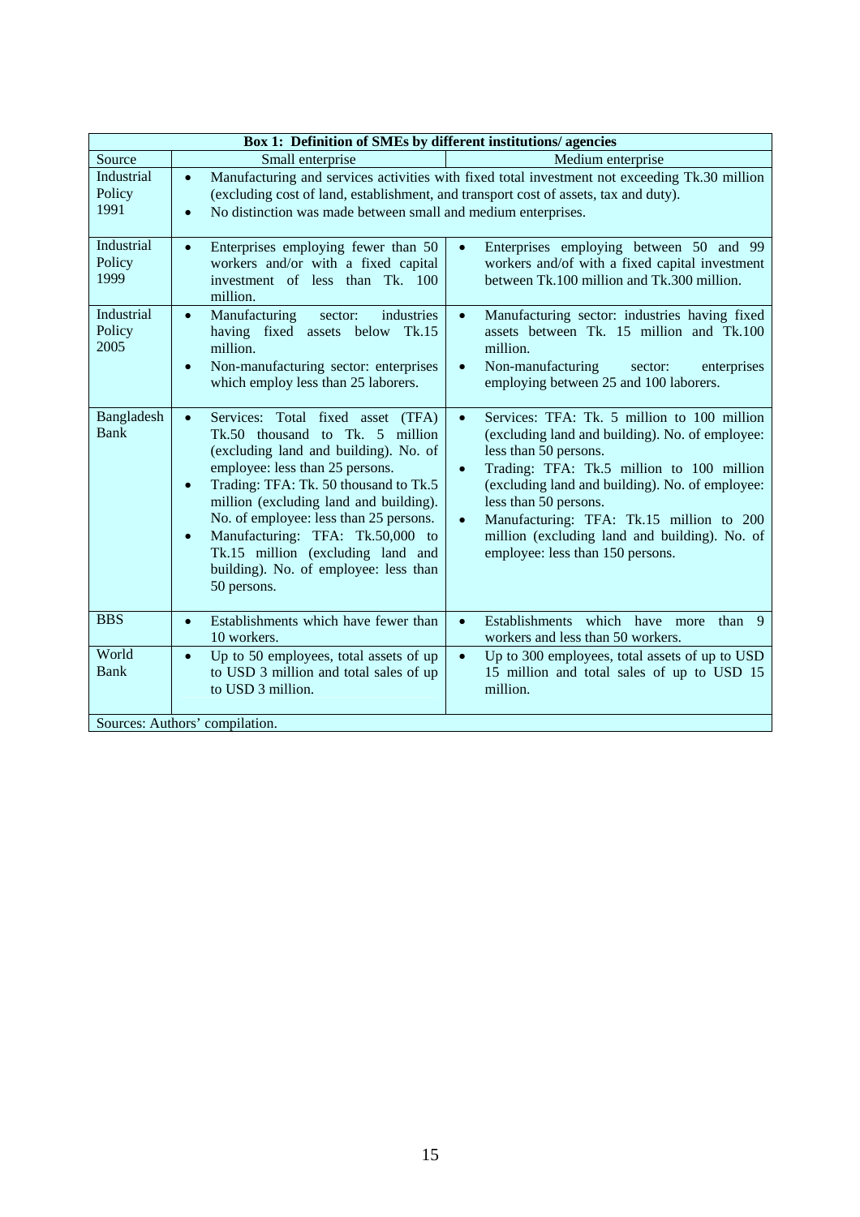**Box 1: Definition of SMEs by different institutions/ agencies**

| Source | Small enterprise | Medium enterprise |
|---|---|---|
| Industrial Policy 1991 | • Manufacturing and services activities with fixed total investment not exceeding Tk.30 million (excluding cost of land, establishment, and transport cost of assets, tax and duty).<br>• No distinction was made between small and medium enterprises. | |
| Industrial Policy 1999 | • Enterprises employing fewer than 50 workers and/or with a fixed capital investment of less than Tk. 100 million. | • Enterprises employing between 50 and 99 workers and/of with a fixed capital investment between Tk.100 million and Tk.300 million. |
| Industrial Policy 2005 | • Manufacturing sector: industries having fixed assets below Tk.15 million.<br>• Non-manufacturing sector: enterprises which employ less than 25 laborers. | • Manufacturing sector: industries having fixed assets between Tk. 15 million and Tk.100 million.<br>• Non-manufacturing sector: enterprises employing between 25 and 100 laborers. |
| Bangladesh Bank | • Services: Total fixed asset (TFA) Tk.50 thousand to Tk. 5 million (excluding land and building). No. of employee: less than 25 persons.<br>• Trading: TFA: Tk. 50 thousand to Tk.5 million (excluding land and building). No. of employee: less than 25 persons.<br>• Manufacturing: TFA: Tk.50,000 to Tk.15 million (excluding land and building). No. of employee: less than 50 persons. | • Services: TFA: Tk. 5 million to 100 million (excluding land and building). No. of employee: less than 50 persons.<br>• Trading: TFA: Tk.5 million to 100 million (excluding land and building). No. of employee: less than 50 persons.<br>• Manufacturing: TFA: Tk.15 million to 200 million (excluding land and building). No. of employee: less than 150 persons. |
| BBS | • Establishments which have fewer than 10 workers. | • Establishments which have more than 9 workers and less than 50 workers. |
| World Bank | • Up to 50 employees, total assets of up to USD 3 million and total sales of up to USD 3 million. | • Up to 300 employees, total assets of up to USD 15 million and total sales of up to USD 15 million. |

Sources: Authors' compilation.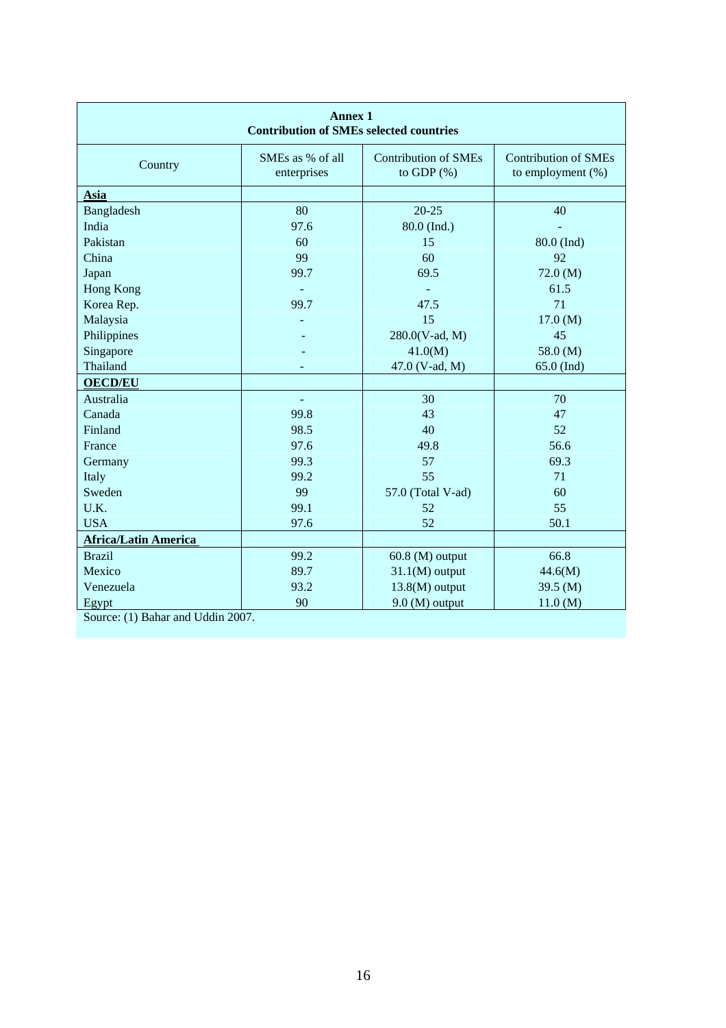**Annex 1**
**Contribution of SMEs selected countries**

| Country | SMEs as % of all enterprises | Contribution of SMEs to GDP (%) | Contribution of SMEs to employment (%) |
|---|---|---|---|
| **Asia** | | | |
| Bangladesh | 80 | 20-25 | 40 |
| India | 97.6 | 80.0 (Ind.) | - |
| Pakistan | 60 | 15 | 80.0 (Ind) |
| China | 99 | 60 | 92 |
| Japan | 99.7 | 69.5 | 72.0 (M) |
| Hong Kong | - | - | 61.5 |
| Korea Rep. | 99.7 | 47.5 | 71 |
| Malaysia | - | 15 | 17.0 (M) |
| Philippines | - | 280.0(V-ad, M) | 45 |
| Singapore | - | 41.0(M) | 58.0 (M) |
| Thailand | - | 47.0 (V-ad, M) | 65.0 (Ind) |
| **OECD/EU** | | | |
| Australia | - | 30 | 70 |
| Canada | 99.8 | 43 | 47 |
| Finland | 98.5 | 40 | 52 |
| France | 97.6 | 49.8 | 56.6 |
| Germany | 99.3 | 57 | 69.3 |
| Italy | 99.2 | 55 | 71 |
| Sweden | 99 | 57.0 (Total V-ad) | 60 |
| U.K. | 99.1 | 52 | 55 |
| USA | 97.6 | 52 | 50.1 |
| **Africa/Latin America** | | | |
| Brazil | 99.2 | 60.8 (M) output | 66.8 |
| Mexico | 89.7 | 31.1(M) output | 44.6(M) |
| Venezuela | 93.2 | 13.8(M) output | 39.5 (M) |
| Egypt | 90 | 9.0 (M) output | 11.0 (M) |

Source: (1) Bahar and Uddin 2007.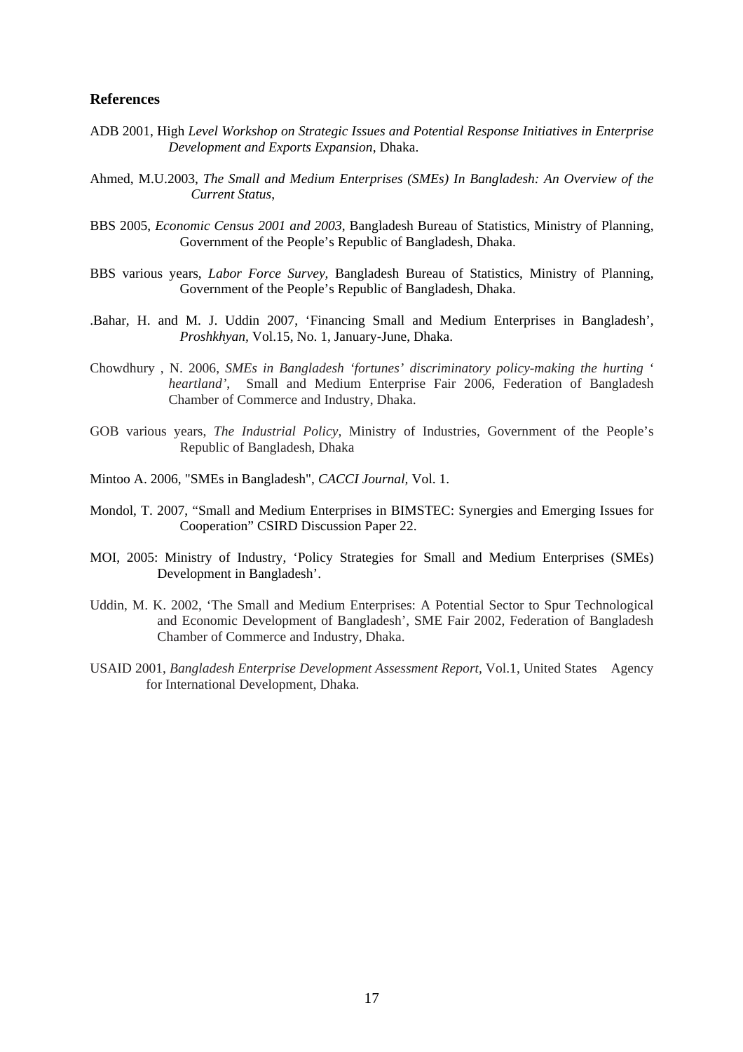## References

ADB 2001, High *Level Workshop on Strategic Issues and Potential Response Initiatives in Enterprise Development and Exports Expansion*, Dhaka.

Ahmed, M.U.2003, *The Small and Medium Enterprises (SMEs) In Bangladesh: An Overview of the Current Status*,

BBS 2005, *Economic Census 2001 and 2003*, Bangladesh Bureau of Statistics, Ministry of Planning, Government of the People's Republic of Bangladesh, Dhaka.

BBS various years, *Labor Force Survey*, Bangladesh Bureau of Statistics, Ministry of Planning, Government of the People's Republic of Bangladesh, Dhaka.

.Bahar, H. and M. J. Uddin 2007, 'Financing Small and Medium Enterprises in Bangladesh', *Proshkhyan*, Vol.15, No. 1, January-June, Dhaka.

Chowdhury , N. 2006, *SMEs in Bangladesh 'fortunes' discriminatory policy-making the hurting ' heartland'*, Small and Medium Enterprise Fair 2006, Federation of Bangladesh Chamber of Commerce and Industry, Dhaka.

GOB various years, *The Industrial Policy,* Ministry of Industries, Government of the People's Republic of Bangladesh, Dhaka

Mintoo A. 2006, "SMEs in Bangladesh", *CACCI Journal*, Vol. 1.

Mondol, T. 2007, "Small and Medium Enterprises in BIMSTEC: Synergies and Emerging Issues for Cooperation" CSIRD Discussion Paper 22.

MOI, 2005: Ministry of Industry, 'Policy Strategies for Small and Medium Enterprises (SMEs) Development in Bangladesh'.

Uddin, M. K. 2002, 'The Small and Medium Enterprises: A Potential Sector to Spur Technological and Economic Development of Bangladesh', SME Fair 2002, Federation of Bangladesh Chamber of Commerce and Industry, Dhaka.

USAID 2001, *Bangladesh Enterprise Development Assessment Report*, Vol.1, United States Agency for International Development, Dhaka.